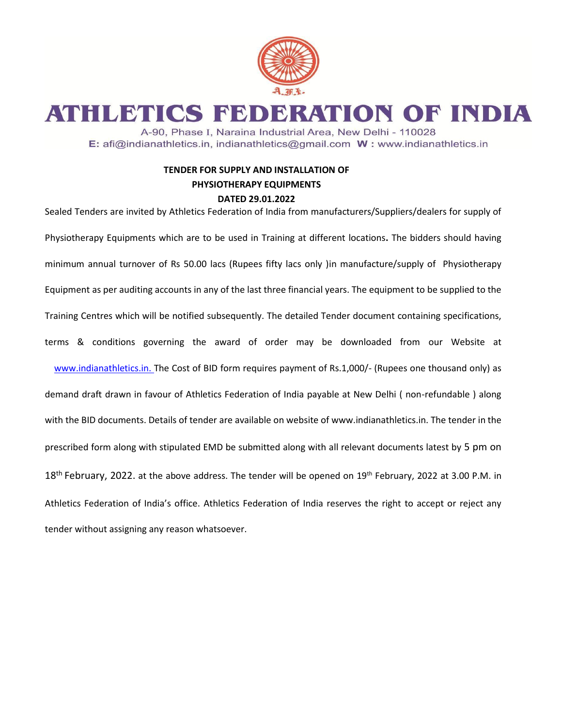# ATHLETICS FEDERATION OF INDIA

A-90, Phase I, Naraina Industrial Area, New Delhi - 110028

E: afi@indianathletics.in, indianathletics@gmail.com W : www.indianathletics.in

**TENDER FOR SUPPLY AND INSTALLATION OF PHYSIOTHERAPY EQUIPMENTS DATED 29.01.2022**

Sealed Tenders are invited by Athletics Federation of India from manufacturers/Suppliers/dealers for supply of Physiotherapy Equipments which are to be used in Training at different locations**.** The bidders should having minimum annual turnover of Rs 50.00 lacs (Rupees fifty lacs only )in manufacture/supply of Physiotherapy Equipment as per auditing accounts in any of the last three financial years. The equipment to be supplied to the Training Centres which will be notified subsequently. The detailed Tender document containing specifications, terms & conditions governing the award of order may be downloaded from our Website at www.indianathletics.in. The Cost of BID form requires payment of Rs.1,000/- (Rupees one thousand only) as demand draft drawn in favour of Athletics Federation of India payable at New Delhi ( non-refundable ) along with the BID documents. Details of tender are available on website of www.indianathletics.in. The tender in the prescribed form along with stipulated EMD be submitted along with all relevant documents latest by 5 pm on 18th February, 2022. at the above address. The tender will be opened on 19th February, 2022 at 3.00 P.M. in Athletics Federation of India's office. Athletics Federation of India reserves the right to accept or reject any tender without assigning any reason whatsoever.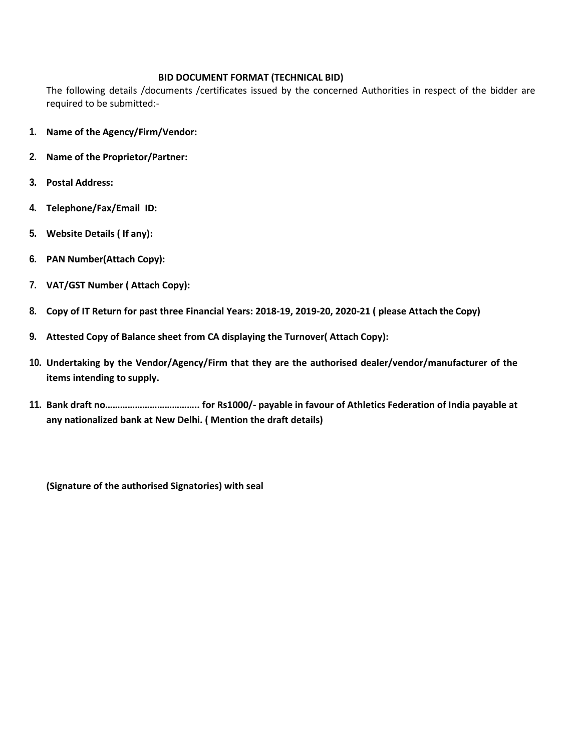## BID DOCUMENT FORMAT (TECHNICAL BID)

The following details /documents /certificates issued by the concerned Authorities in respect of the bidder are required to be submitted:-

1. **Name of the Agency/Firm/Vendor:**
2. **Name of the Proprietor/Partner:**
3. **Postal Address:**
4. **Telephone/Fax/Email ID:**
5. **Website Details ( If any):**
6. **PAN Number(Attach Copy):**
7. **VAT/GST Number ( Attach Copy):**
8. **Copy of IT Return for past three Financial Years: 2018-19, 2019-20, 2020-21 ( please Attach the Copy)**
9. **Attested Copy of Balance sheet from CA displaying the Turnover( Attach Copy):**
10. **Undertaking by the Vendor/Agency/Firm that they are the authorised dealer/vendor/manufacturer of the items intending to supply.**
11. **Bank draft no……………………………….. for Rs1000/- payable in favour of Athletics Federation of India payable at any nationalized bank at New Delhi. ( Mention the draft details)**

**(Signature of the authorised Signatories) with seal**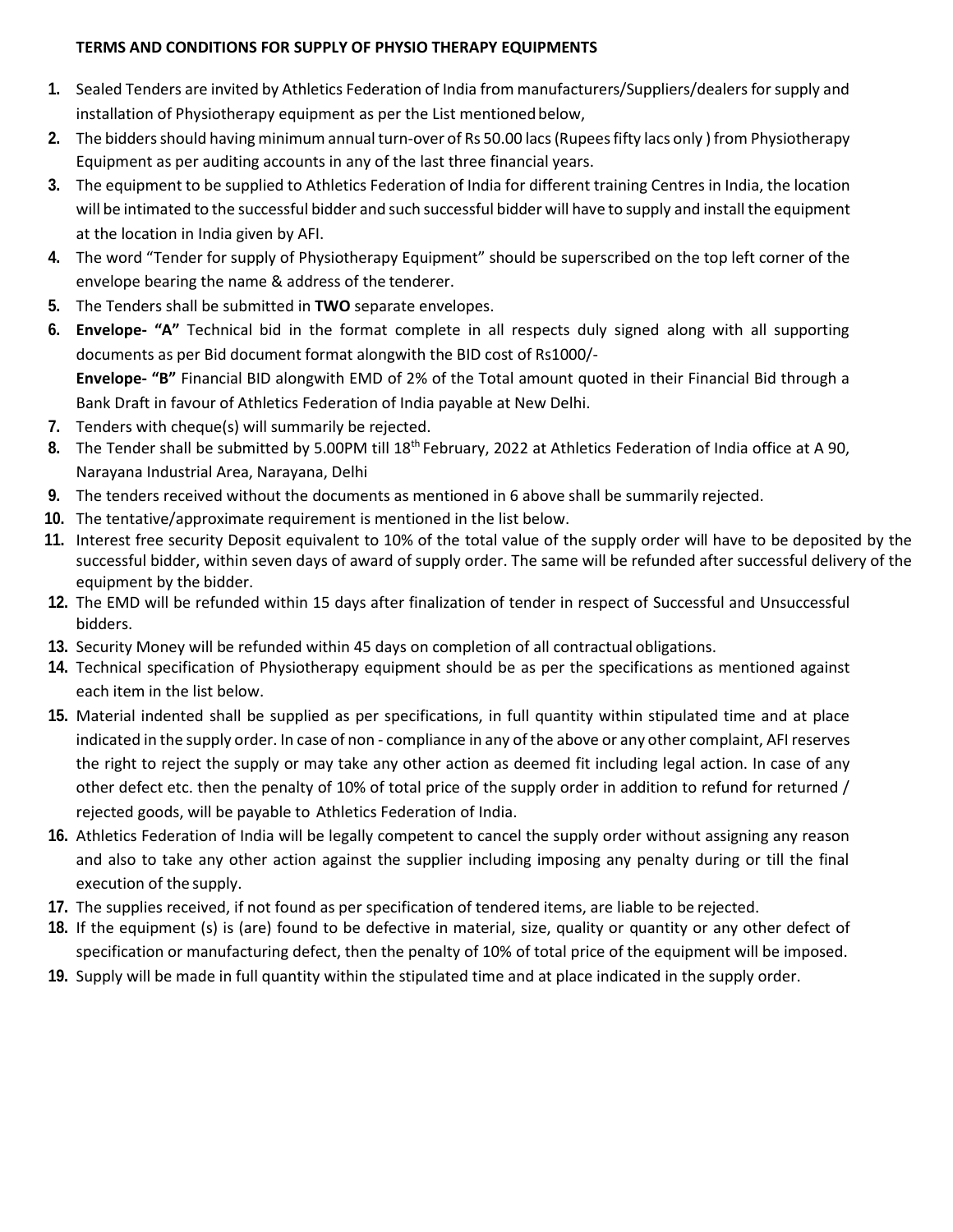**TERMS AND CONDITIONS FOR SUPPLY OF PHYSIO THERAPY EQUIPMENTS**

1. Sealed Tenders are invited by Athletics Federation of India from manufacturers/Suppliers/dealers for supply and installation of Physiotherapy equipment as per the List mentioned below,
2. The bidders should having minimum annual turn-over of Rs 50.00 lacs (Rupees fifty lacs only ) from Physiotherapy Equipment as per auditing accounts in any of the last three financial years.
3. The equipment to be supplied to Athletics Federation of India for different training Centres in India, the location will be intimated to the successful bidder and such successful bidder will have to supply and install the equipment at the location in India given by AFI.
4. The word "Tender for supply of Physiotherapy Equipment" should be superscribed on the top left corner of the envelope bearing the name & address of the tenderer.
5. The Tenders shall be submitted in **TWO** separate envelopes.
6. **Envelope- "A"** Technical bid in the format complete in all respects duly signed along with all supporting documents as per Bid document format alongwith the BID cost of Rs1000/-
   **Envelope- "B"** Financial BID alongwith EMD of 2% of the Total amount quoted in their Financial Bid through a Bank Draft in favour of Athletics Federation of India payable at New Delhi.
7. Tenders with cheque(s) will summarily be rejected.
8. The Tender shall be submitted by 5.00PM till 18th February, 2022 at Athletics Federation of India office at A 90, Narayana Industrial Area, Narayana, Delhi
9. The tenders received without the documents as mentioned in 6 above shall be summarily rejected.
10. The tentative/approximate requirement is mentioned in the list below.
11. Interest free security Deposit equivalent to 10% of the total value of the supply order will have to be deposited by the successful bidder, within seven days of award of supply order. The same will be refunded after successful delivery of the equipment by the bidder.
12. The EMD will be refunded within 15 days after finalization of tender in respect of Successful and Unsuccessful bidders.
13. Security Money will be refunded within 45 days on completion of all contractual obligations.
14. Technical specification of Physiotherapy equipment should be as per the specifications as mentioned against each item in the list below.
15. Material indented shall be supplied as per specifications, in full quantity within stipulated time and at place indicated in the supply order. In case of non - compliance in any of the above or any other complaint, AFI reserves the right to reject the supply or may take any other action as deemed fit including legal action. In case of any other defect etc. then the penalty of 10% of total price of the supply order in addition to refund for returned / rejected goods, will be payable to Athletics Federation of India.
16. Athletics Federation of India will be legally competent to cancel the supply order without assigning any reason and also to take any other action against the supplier including imposing any penalty during or till the final execution of the supply.
17. The supplies received, if not found as per specification of tendered items, are liable to be rejected.
18. If the equipment (s) is (are) found to be defective in material, size, quality or quantity or any other defect of specification or manufacturing defect, then the penalty of 10% of total price of the equipment will be imposed.
19. Supply will be made in full quantity within the stipulated time and at place indicated in the supply order.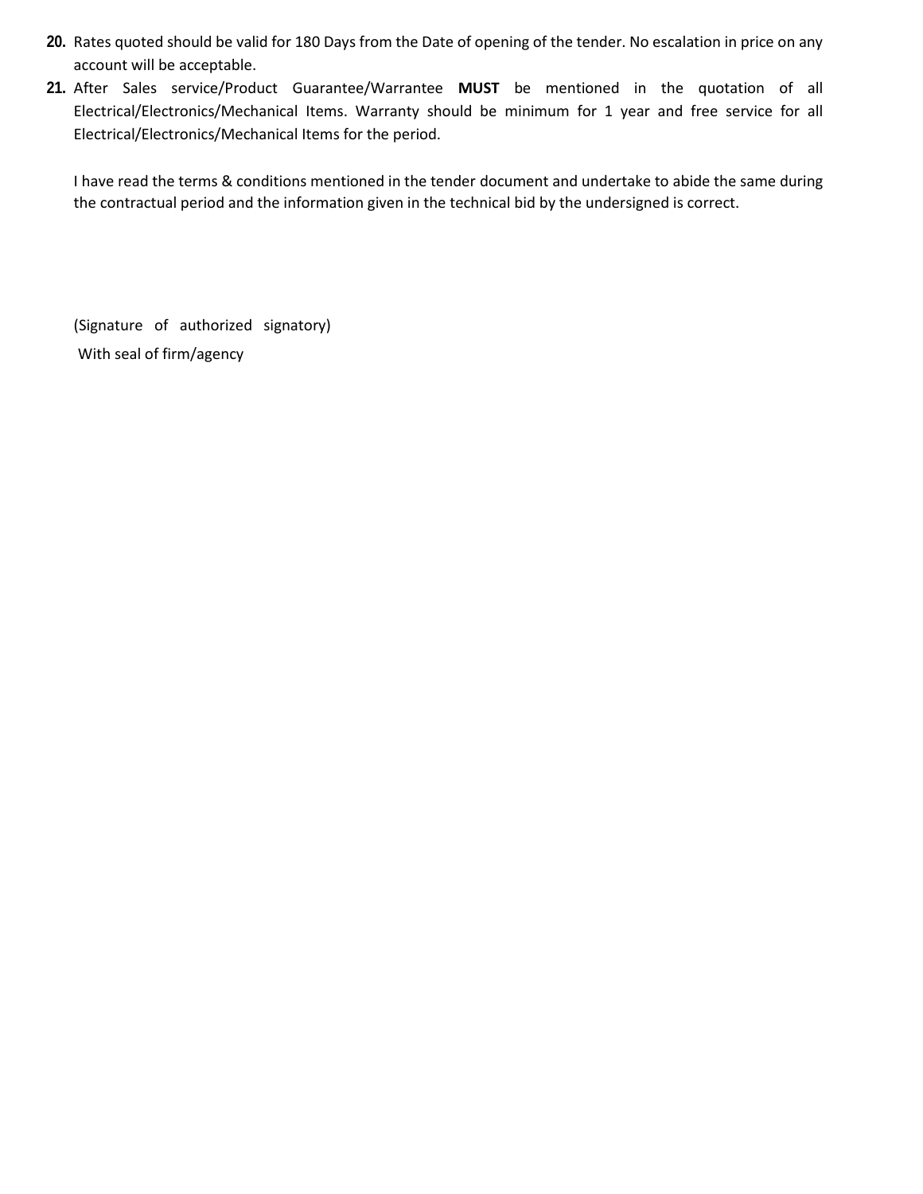20. Rates quoted should be valid for 180 Days from the Date of opening of the tender. No escalation in price on any account will be acceptable.
21. After Sales service/Product Guarantee/Warrantee **MUST** be mentioned in the quotation of all Electrical/Electronics/Mechanical Items. Warranty should be minimum for 1 year and free service for all Electrical/Electronics/Mechanical Items for the period.

I have read the terms & conditions mentioned in the tender document and undertake to abide the same during the contractual period and the information given in the technical bid by the undersigned is correct.

(Signature of authorized signatory)

With seal of firm/agency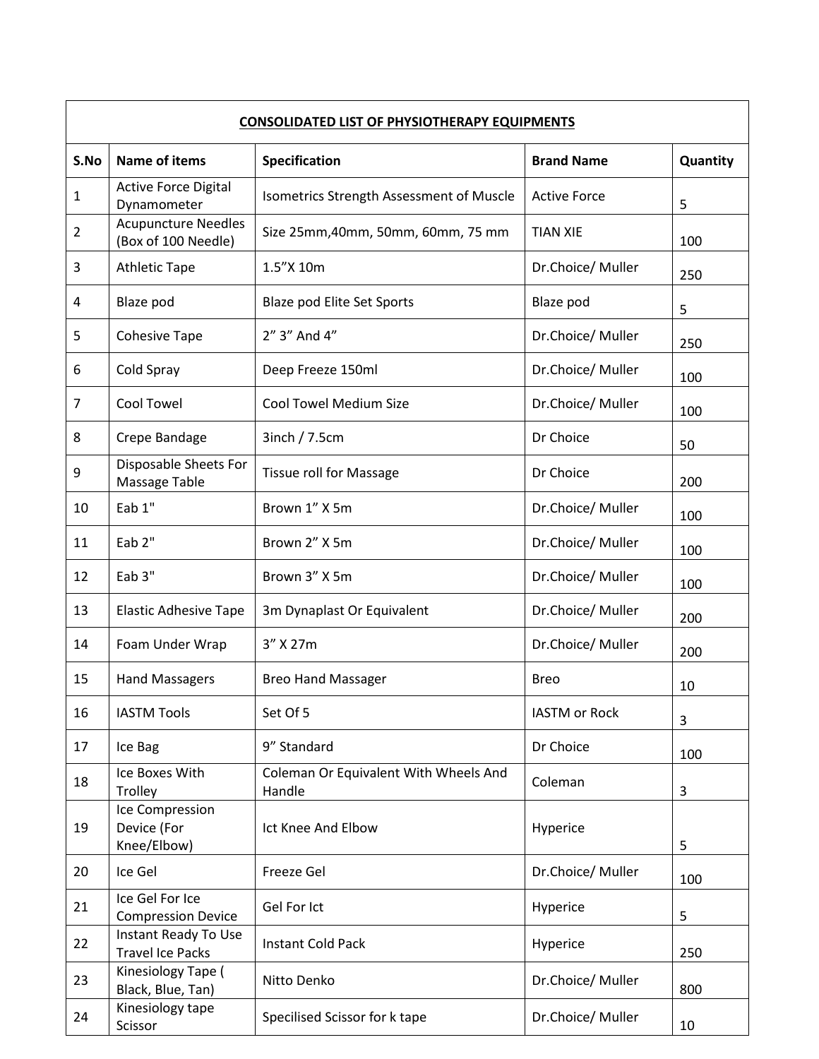**CONSOLIDATED LIST OF PHYSIOTHERAPY EQUIPMENTS**

| S.No | Name of items | Specification | Brand Name | Quantity |
|---|---|---|---|---|
| 1 | Active Force Digital Dynamometer | Isometrics Strength Assessment of Muscle | Active Force | 5 |
| 2 | Acupuncture Needles (Box of 100 Needle) | Size 25mm,40mm, 50mm, 60mm, 75 mm | TIAN XIE | 100 |
| 3 | Athletic Tape | 1.5"X 10m | Dr.Choice/ Muller | 250 |
| 4 | Blaze pod | Blaze pod Elite Set Sports | Blaze pod | 5 |
| 5 | Cohesive Tape | 2" 3" And 4" | Dr.Choice/ Muller | 250 |
| 6 | Cold Spray | Deep Freeze 150ml | Dr.Choice/ Muller | 100 |
| 7 | Cool Towel | Cool Towel Medium Size | Dr.Choice/ Muller | 100 |
| 8 | Crepe Bandage | 3inch / 7.5cm | Dr Choice | 50 |
| 9 | Disposable Sheets For Massage Table | Tissue roll for Massage | Dr Choice | 200 |
| 10 | Eab 1" | Brown 1" X 5m | Dr.Choice/ Muller | 100 |
| 11 | Eab 2" | Brown 2" X 5m | Dr.Choice/ Muller | 100 |
| 12 | Eab 3" | Brown 3" X 5m | Dr.Choice/ Muller | 100 |
| 13 | Elastic Adhesive Tape | 3m Dynaplast Or Equivalent | Dr.Choice/ Muller | 200 |
| 14 | Foam Under Wrap | 3" X 27m | Dr.Choice/ Muller | 200 |
| 15 | Hand Massagers | Breo Hand Massager | Breo | 10 |
| 16 | IASTM Tools | Set Of 5 | IASTM or Rock | 3 |
| 17 | Ice Bag | 9" Standard | Dr Choice | 100 |
| 18 | Ice Boxes With Trolley | Coleman Or Equivalent With Wheels And Handle | Coleman | 3 |
| 19 | Ice Compression Device (For Knee/Elbow) | Ict Knee And Elbow | Hyperice | 5 |
| 20 | Ice Gel | Freeze Gel | Dr.Choice/ Muller | 100 |
| 21 | Ice Gel For Ice Compression Device | Gel For Ict | Hyperice | 5 |
| 22 | Instant Ready To Use Travel Ice Packs | Instant Cold Pack | Hyperice | 250 |
| 23 | Kinesiology Tape ( Black, Blue, Tan) | Nitto Denko | Dr.Choice/ Muller | 800 |
| 24 | Kinesiology tape Scissor | Specilised Scissor for k tape | Dr.Choice/ Muller | 10 |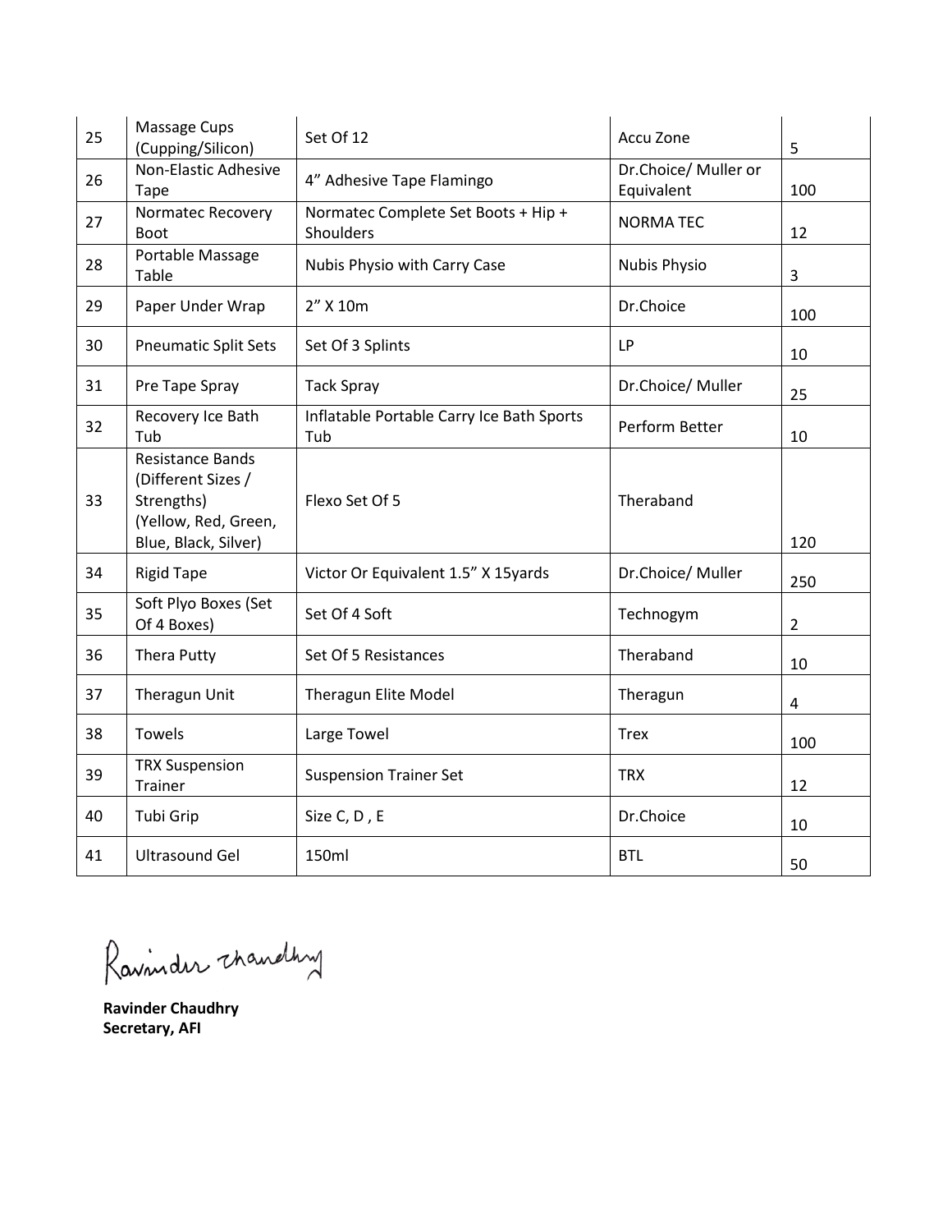| | | | | |
|---|---|---|---|---|
| 25 | Massage Cups (Cupping/Silicon) | Set Of 12 | Accu Zone | 5 |
| 26 | Non-Elastic Adhesive Tape | 4” Adhesive Tape Flamingo | Dr.Choice/ Muller or Equivalent | 100 |
| 27 | Normatec Recovery Boot | Normatec Complete Set Boots + Hip + Shoulders | NORMA TEC | 12 |
| 28 | Portable Massage Table | Nubis Physio with Carry Case | Nubis Physio | 3 |
| 29 | Paper Under Wrap | 2” X 10m | Dr.Choice | 100 |
| 30 | Pneumatic Split Sets | Set Of 3 Splints | LP | 10 |
| 31 | Pre Tape Spray | Tack Spray | Dr.Choice/ Muller | 25 |
| 32 | Recovery Ice Bath Tub | Inflatable Portable Carry Ice Bath Sports Tub | Perform Better | 10 |
| 33 | Resistance Bands (Different Sizes / Strengths) (Yellow, Red, Green, Blue, Black, Silver) | Flexo Set Of 5 | Theraband | 120 |
| 34 | Rigid Tape | Victor Or Equivalent 1.5” X 15yards | Dr.Choice/ Muller | 250 |
| 35 | Soft Plyo Boxes (Set Of 4 Boxes) | Set Of 4 Soft | Technogym | 2 |
| 36 | Thera Putty | Set Of 5 Resistances | Theraband | 10 |
| 37 | Theragun Unit | Theragun Elite Model | Theragun | 4 |
| 38 | Towels | Large Towel | Trex | 100 |
| 39 | TRX Suspension Trainer | Suspension Trainer Set | TRX | 12 |
| 40 | Tubi Grip | Size C, D , E | Dr.Choice | 10 |
| 41 | Ultrasound Gel | 150ml | BTL | 50 |

Ravinder Chaudhry

**Ravinder Chaudhry**
**Secretary, AFI**